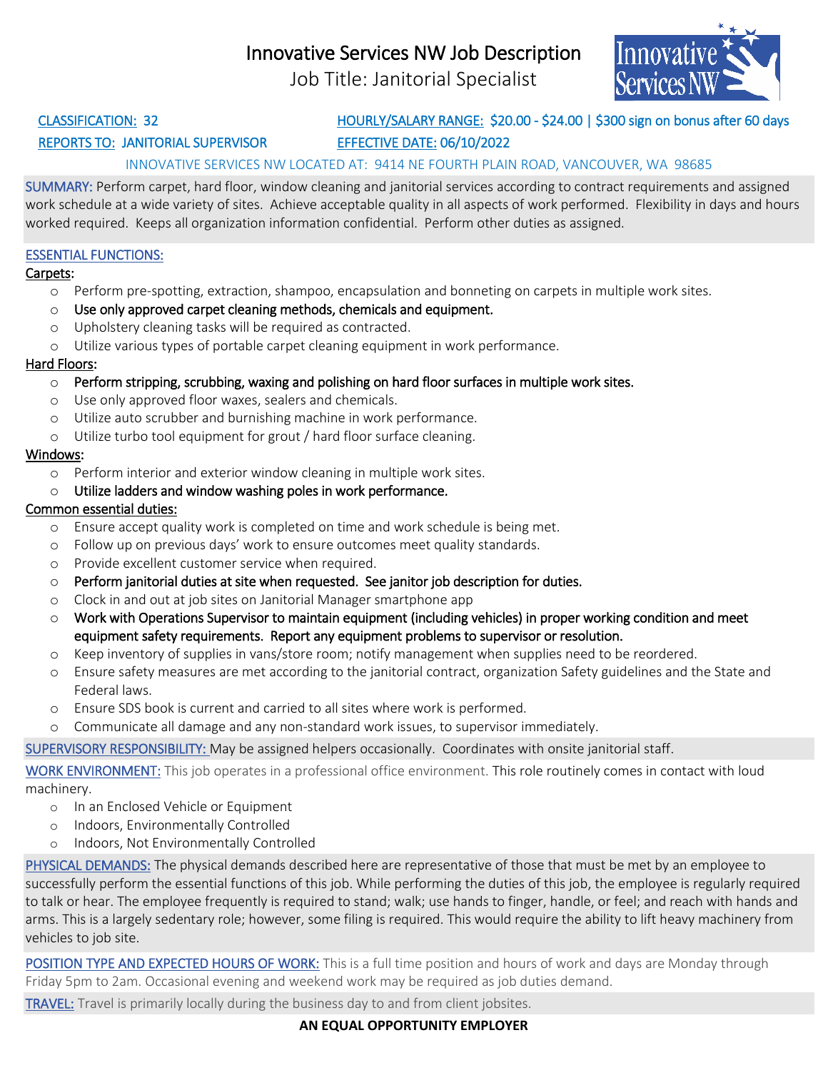# Innovative Services NW Job Description

## Job Title: Janitorial Specialist

CLASSIFICATION: 32

HOURLY/SALARY RANGE: $20.00 - $24.00 | $300 sign on bonus after 60 days

REPORTS TO: JANITORIAL SUPERVISOR

EFFECTIVE DATE: 06/10/2022

INNOVATIVE SERVICES NW LOCATED AT: 9414 NE FOURTH PLAIN ROAD, VANCOUVER, WA 98685

SUMMARY: Perform carpet, hard floor, window cleaning and janitorial services according to contract requirements and assigned work schedule at a wide variety of sites. Achieve acceptable quality in all aspects of work performed. Flexibility in days and hours worked required. Keeps all organization information confidential. Perform other duties as assigned.

ESSENTIAL FUNCTIONS:

Carpets:

- Perform pre-spotting, extraction, shampoo, encapsulation and bonneting on carpets in multiple work sites.
- Use only approved carpet cleaning methods, chemicals and equipment.
- Upholstery cleaning tasks will be required as contracted.
- Utilize various types of portable carpet cleaning equipment in work performance.

Hard Floors:

- Perform stripping, scrubbing, waxing and polishing on hard floor surfaces in multiple work sites.
- Use only approved floor waxes, sealers and chemicals.
- Utilize auto scrubber and burnishing machine in work performance.
- Utilize turbo tool equipment for grout / hard floor surface cleaning.

Windows:

- Perform interior and exterior window cleaning in multiple work sites.
- Utilize ladders and window washing poles in work performance.

Common essential duties:

- Ensure accept quality work is completed on time and work schedule is being met.
- Follow up on previous days' work to ensure outcomes meet quality standards.
- Provide excellent customer service when required.
- Perform janitorial duties at site when requested. See janitor job description for duties.
- Clock in and out at job sites on Janitorial Manager smartphone app
- Work with Operations Supervisor to maintain equipment (including vehicles) in proper working condition and meet equipment safety requirements. Report any equipment problems to supervisor or resolution.
- Keep inventory of supplies in vans/store room; notify management when supplies need to be reordered.
- Ensure safety measures are met according to the janitorial contract, organization Safety guidelines and the State and Federal laws.
- Ensure SDS book is current and carried to all sites where work is performed.
- Communicate all damage and any non-standard work issues, to supervisor immediately.

SUPERVISORY RESPONSIBILITY: May be assigned helpers occasionally. Coordinates with onsite janitorial staff.

WORK ENVIRONMENT: This job operates in a professional office environment. This role routinely comes in contact with loud machinery.

- In an Enclosed Vehicle or Equipment
- Indoors, Environmentally Controlled
- Indoors, Not Environmentally Controlled

PHYSICAL DEMANDS: The physical demands described here are representative of those that must be met by an employee to successfully perform the essential functions of this job. While performing the duties of this job, the employee is regularly required to talk or hear. The employee frequently is required to stand; walk; use hands to finger, handle, or feel; and reach with hands and arms. This is a largely sedentary role; however, some filing is required. This would require the ability to lift heavy machinery from vehicles to job site.

POSITION TYPE AND EXPECTED HOURS OF WORK: This is a full time position and hours of work and days are Monday through Friday 5pm to 2am. Occasional evening and weekend work may be required as job duties demand.

TRAVEL: Travel is primarily locally during the business day to and from client jobsites.

**AN EQUAL OPPORTUNITY EMPLOYER**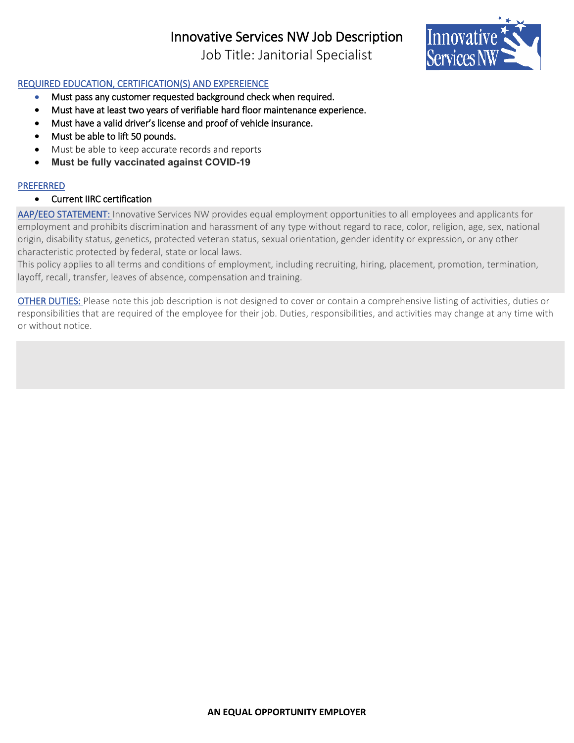# Innovative Services NW Job Description

Job Title: Janitorial Specialist

REQUIRED EDUCATION, CERTIFICATION(S) AND EXPEREIENCE

- Must pass any customer requested background check when required.
- Must have at least two years of verifiable hard floor maintenance experience.
- Must have a valid driver's license and proof of vehicle insurance.
- Must be able to lift 50 pounds.
- Must be able to keep accurate records and reports
- **Must be fully vaccinated against COVID-19**

PREFERRED

- Current IIRC certification

AAP/EEO STATEMENT: Innovative Services NW provides equal employment opportunities to all employees and applicants for employment and prohibits discrimination and harassment of any type without regard to race, color, religion, age, sex, national origin, disability status, genetics, protected veteran status, sexual orientation, gender identity or expression, or any other characteristic protected by federal, state or local laws.

This policy applies to all terms and conditions of employment, including recruiting, hiring, placement, promotion, termination, layoff, recall, transfer, leaves of absence, compensation and training.

OTHER DUTIES: Please note this job description is not designed to cover or contain a comprehensive listing of activities, duties or responsibilities that are required of the employee for their job. Duties, responsibilities, and activities may change at any time with or without notice.

**AN EQUAL OPPORTUNITY EMPLOYER**